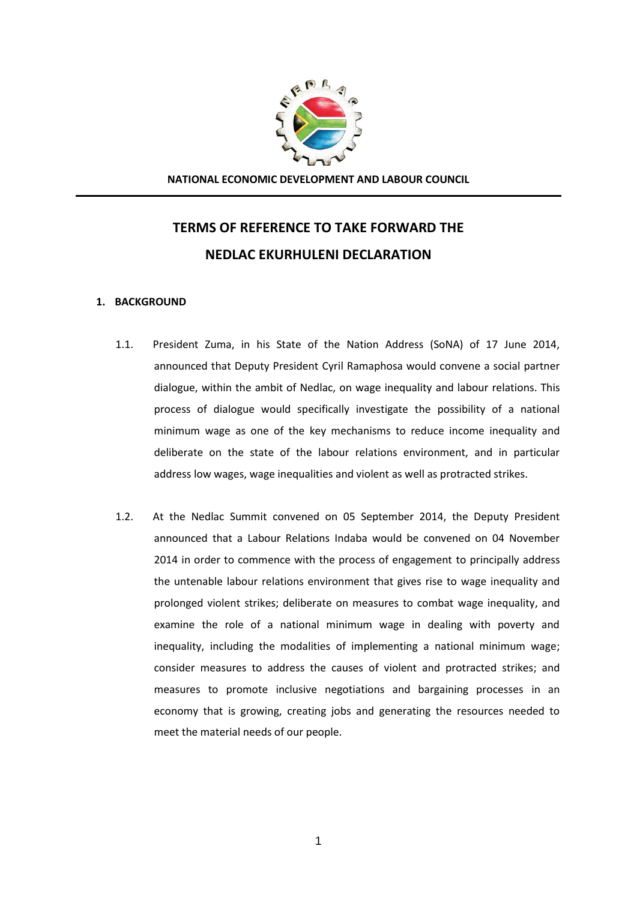NATIONAL ECONOMIC DEVELOPMENT AND LABOUR COUNCIL

# TERMS OF REFERENCE TO TAKE FORWARD THE NEDLAC EKURHULENI DECLARATION

## 1. BACKGROUND

1.1. President Zuma, in his State of the Nation Address (SoNA) of 17 June 2014, announced that Deputy President Cyril Ramaphosa would convene a social partner dialogue, within the ambit of Nedlac, on wage inequality and labour relations. This process of dialogue would specifically investigate the possibility of a national minimum wage as one of the key mechanisms to reduce income inequality and deliberate on the state of the labour relations environment, and in particular address low wages, wage inequalities and violent as well as protracted strikes.

1.2. At the Nedlac Summit convened on 05 September 2014, the Deputy President announced that a Labour Relations Indaba would be convened on 04 November 2014 in order to commence with the process of engagement to principally address the untenable labour relations environment that gives rise to wage inequality and prolonged violent strikes; deliberate on measures to combat wage inequality, and examine the role of a national minimum wage in dealing with poverty and inequality, including the modalities of implementing a national minimum wage; consider measures to address the causes of violent and protracted strikes; and measures to promote inclusive negotiations and bargaining processes in an economy that is growing, creating jobs and generating the resources needed to meet the material needs of our people.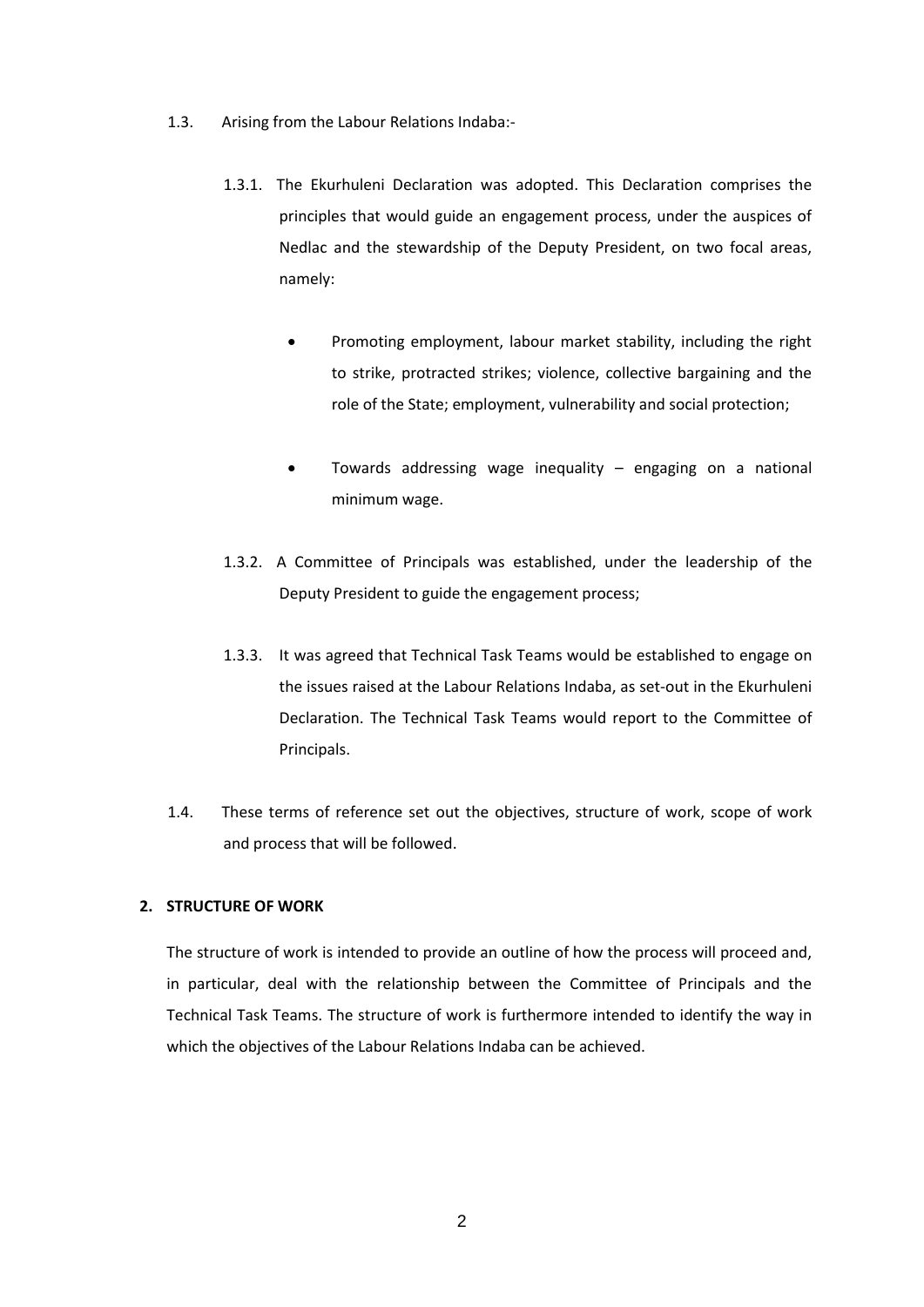1.3. Arising from the Labour Relations Indaba:-

1.3.1. The Ekurhuleni Declaration was adopted. This Declaration comprises the principles that would guide an engagement process, under the auspices of Nedlac and the stewardship of the Deputy President, on two focal areas, namely:

- Promoting employment, labour market stability, including the right to strike, protracted strikes; violence, collective bargaining and the role of the State; employment, vulnerability and social protection;
- Towards addressing wage inequality – engaging on a national minimum wage.

1.3.2. A Committee of Principals was established, under the leadership of the Deputy President to guide the engagement process;

1.3.3. It was agreed that Technical Task Teams would be established to engage on the issues raised at the Labour Relations Indaba, as set-out in the Ekurhuleni Declaration. The Technical Task Teams would report to the Committee of Principals.

1.4. These terms of reference set out the objectives, structure of work, scope of work and process that will be followed.

## 2. STRUCTURE OF WORK

The structure of work is intended to provide an outline of how the process will proceed and, in particular, deal with the relationship between the Committee of Principals and the Technical Task Teams. The structure of work is furthermore intended to identify the way in which the objectives of the Labour Relations Indaba can be achieved.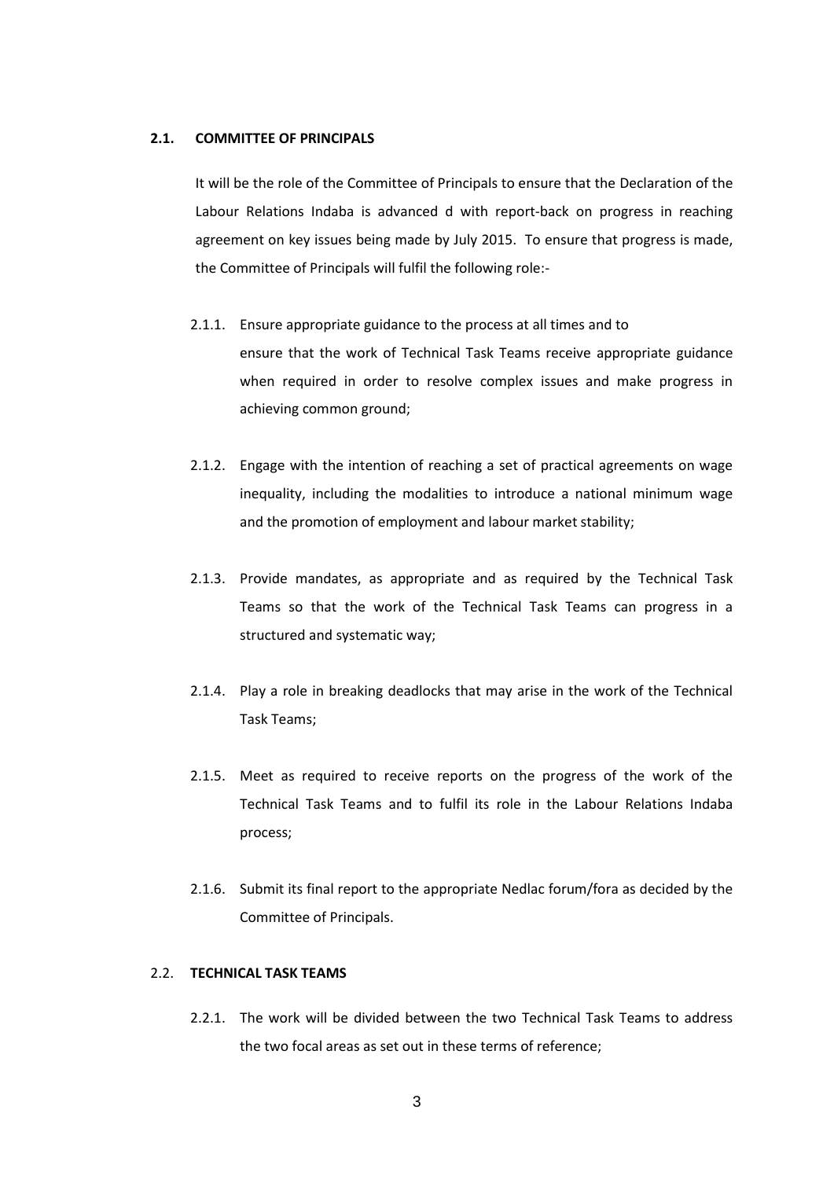## 2.1. COMMITTEE OF PRINCIPALS

It will be the role of the Committee of Principals to ensure that the Declaration of the Labour Relations Indaba is advanced d with report-back on progress in reaching agreement on key issues being made by July 2015. To ensure that progress is made, the Committee of Principals will fulfil the following role:-

2.1.1. Ensure appropriate guidance to the process at all times and to ensure that the work of Technical Task Teams receive appropriate guidance when required in order to resolve complex issues and make progress in achieving common ground;

2.1.2. Engage with the intention of reaching a set of practical agreements on wage inequality, including the modalities to introduce a national minimum wage and the promotion of employment and labour market stability;

2.1.3. Provide mandates, as appropriate and as required by the Technical Task Teams so that the work of the Technical Task Teams can progress in a structured and systematic way;

2.1.4. Play a role in breaking deadlocks that may arise in the work of the Technical Task Teams;

2.1.5. Meet as required to receive reports on the progress of the work of the Technical Task Teams and to fulfil its role in the Labour Relations Indaba process;

2.1.6. Submit its final report to the appropriate Nedlac forum/fora as decided by the Committee of Principals.

## 2.2. TECHNICAL TASK TEAMS

2.2.1. The work will be divided between the two Technical Task Teams to address the two focal areas as set out in these terms of reference;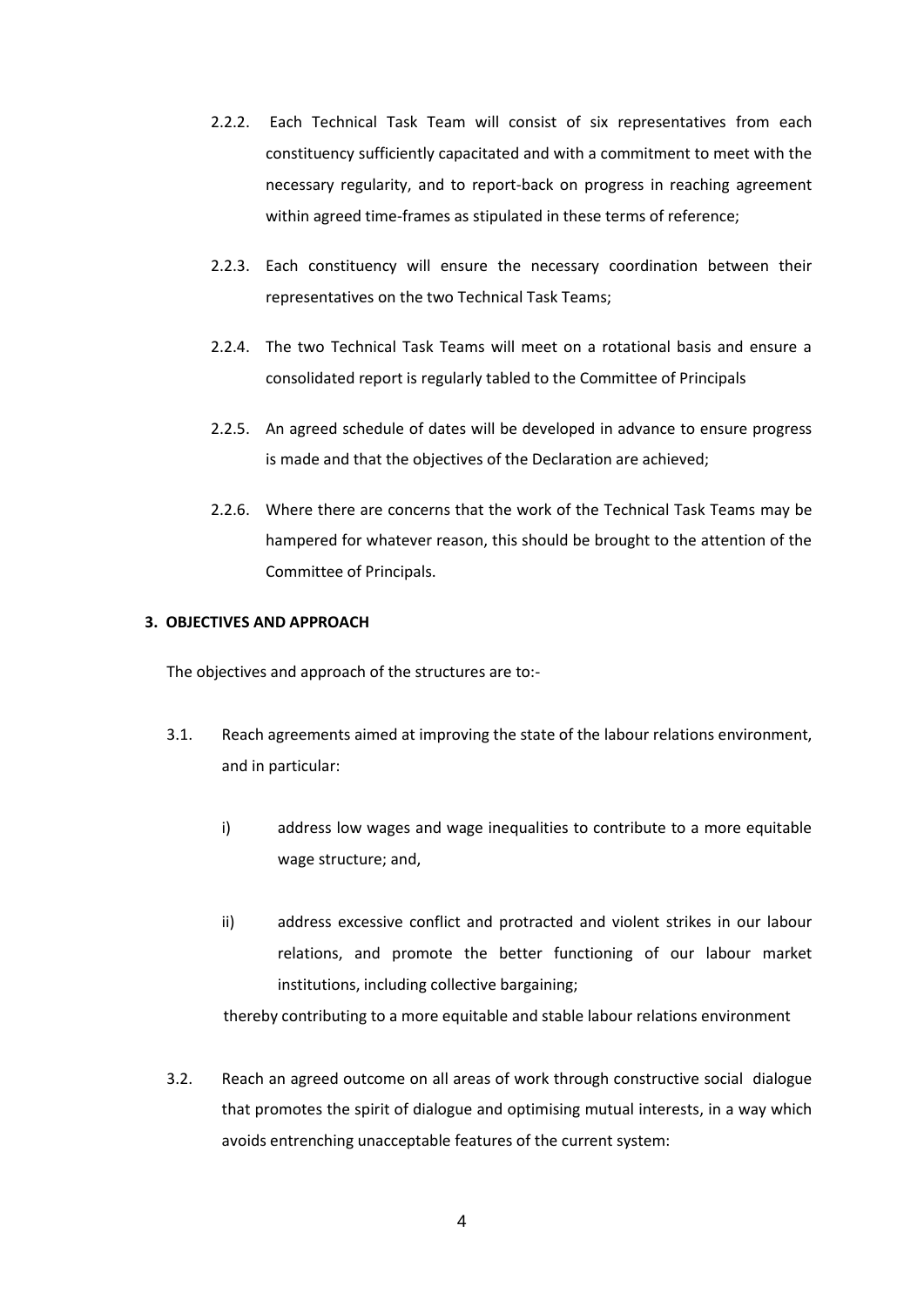2.2.2. Each Technical Task Team will consist of six representatives from each constituency sufficiently capacitated and with a commitment to meet with the necessary regularity, and to report-back on progress in reaching agreement within agreed time-frames as stipulated in these terms of reference;

2.2.3. Each constituency will ensure the necessary coordination between their representatives on the two Technical Task Teams;

2.2.4. The two Technical Task Teams will meet on a rotational basis and ensure a consolidated report is regularly tabled to the Committee of Principals

2.2.5. An agreed schedule of dates will be developed in advance to ensure progress is made and that the objectives of the Declaration are achieved;

2.2.6. Where there are concerns that the work of the Technical Task Teams may be hampered for whatever reason, this should be brought to the attention of the Committee of Principals.

**3. OBJECTIVES AND APPROACH**

The objectives and approach of the structures are to:-

3.1. Reach agreements aimed at improving the state of the labour relations environment, and in particular:

i) address low wages and wage inequalities to contribute to a more equitable wage structure; and,

ii) address excessive conflict and protracted and violent strikes in our labour relations, and promote the better functioning of our labour market institutions, including collective bargaining;

thereby contributing to a more equitable and stable labour relations environment

3.2. Reach an agreed outcome on all areas of work through constructive social dialogue that promotes the spirit of dialogue and optimising mutual interests, in a way which avoids entrenching unacceptable features of the current system: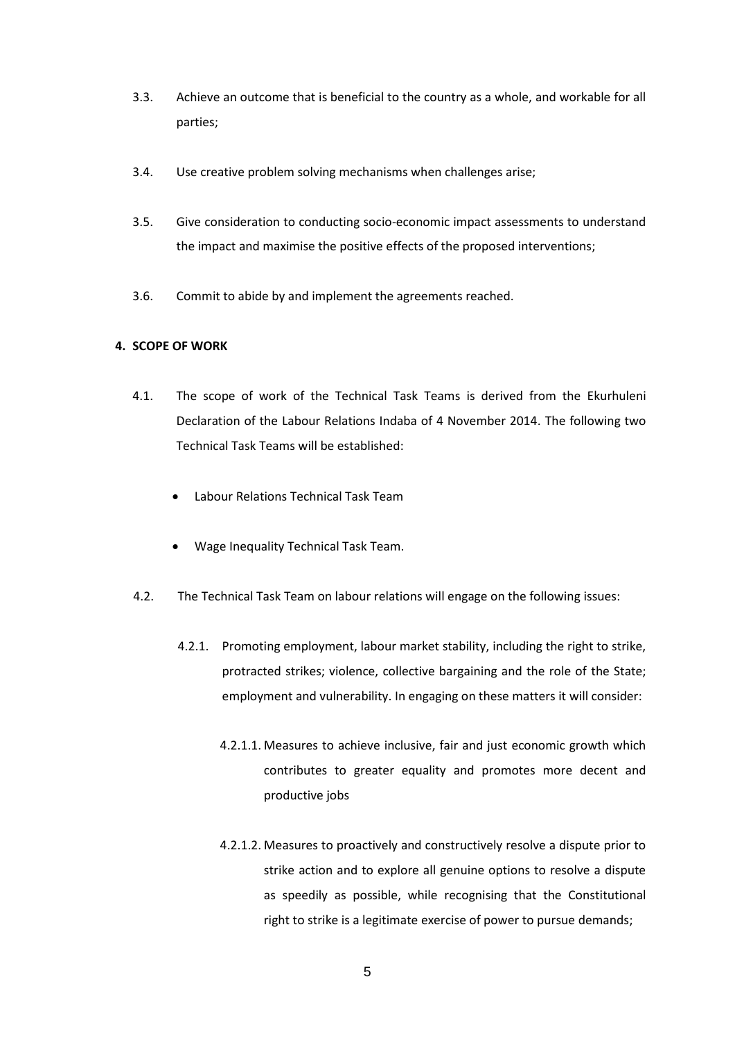3.3. Achieve an outcome that is beneficial to the country as a whole, and workable for all parties;

3.4. Use creative problem solving mechanisms when challenges arise;

3.5. Give consideration to conducting socio-economic impact assessments to understand the impact and maximise the positive effects of the proposed interventions;

3.6. Commit to abide by and implement the agreements reached.

**4. SCOPE OF WORK**

4.1. The scope of work of the Technical Task Teams is derived from the Ekurhuleni Declaration of the Labour Relations Indaba of 4 November 2014. The following two Technical Task Teams will be established:

- Labour Relations Technical Task Team
- Wage Inequality Technical Task Team.

4.2. The Technical Task Team on labour relations will engage on the following issues:

4.2.1. Promoting employment, labour market stability, including the right to strike, protracted strikes; violence, collective bargaining and the role of the State; employment and vulnerability. In engaging on these matters it will consider:

4.2.1.1. Measures to achieve inclusive, fair and just economic growth which contributes to greater equality and promotes more decent and productive jobs

4.2.1.2. Measures to proactively and constructively resolve a dispute prior to strike action and to explore all genuine options to resolve a dispute as speedily as possible, while recognising that the Constitutional right to strike is a legitimate exercise of power to pursue demands;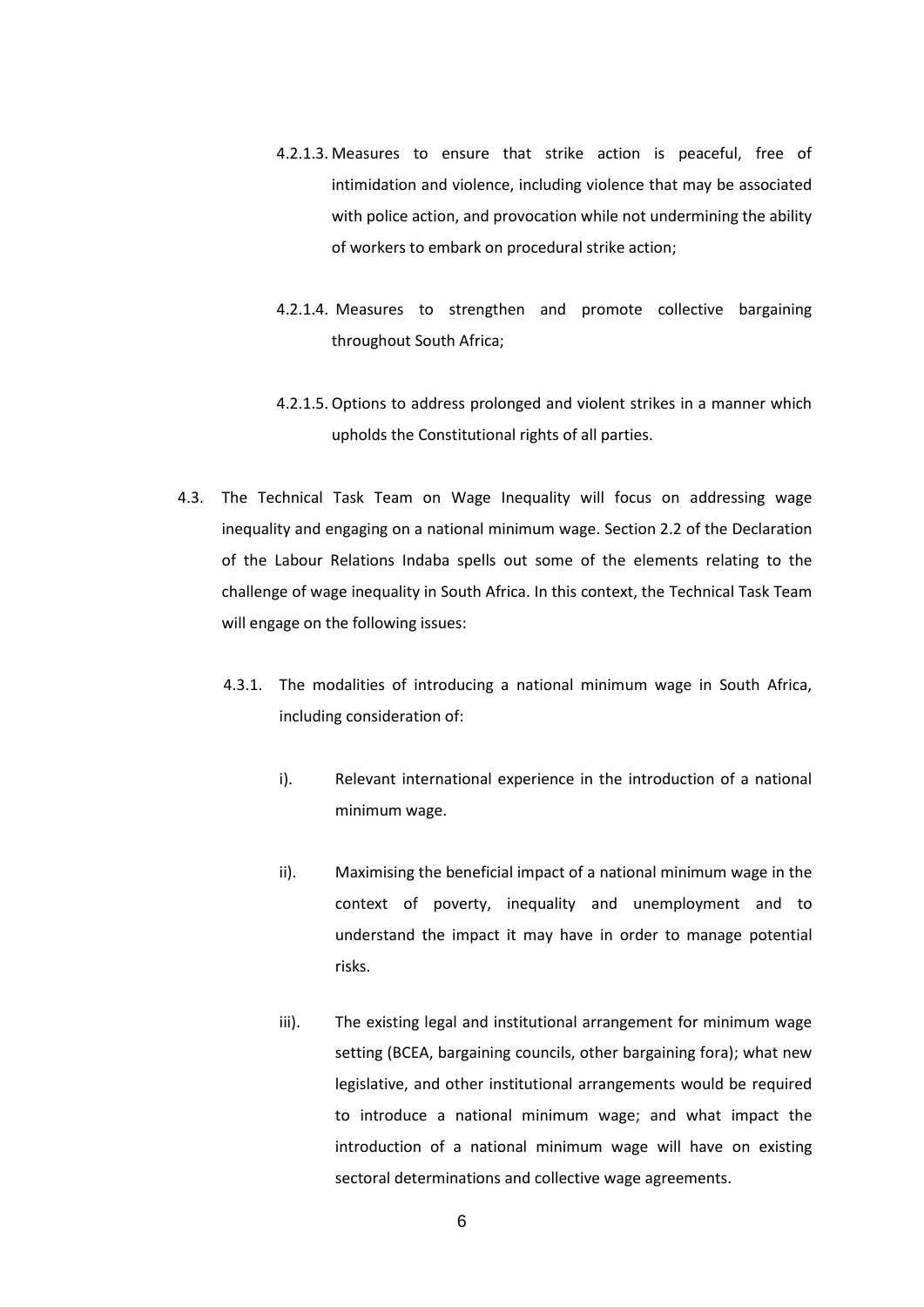4.2.1.3. Measures to ensure that strike action is peaceful, free of intimidation and violence, including violence that may be associated with police action, and provocation while not undermining the ability of workers to embark on procedural strike action;

4.2.1.4. Measures to strengthen and promote collective bargaining throughout South Africa;

4.2.1.5. Options to address prolonged and violent strikes in a manner which upholds the Constitutional rights of all parties.

4.3. The Technical Task Team on Wage Inequality will focus on addressing wage inequality and engaging on a national minimum wage. Section 2.2 of the Declaration of the Labour Relations Indaba spells out some of the elements relating to the challenge of wage inequality in South Africa. In this context, the Technical Task Team will engage on the following issues:

4.3.1. The modalities of introducing a national minimum wage in South Africa, including consideration of:

i). Relevant international experience in the introduction of a national minimum wage.

ii). Maximising the beneficial impact of a national minimum wage in the context of poverty, inequality and unemployment and to understand the impact it may have in order to manage potential risks.

iii). The existing legal and institutional arrangement for minimum wage setting (BCEA, bargaining councils, other bargaining fora); what new legislative, and other institutional arrangements would be required to introduce a national minimum wage; and what impact the introduction of a national minimum wage will have on existing sectoral determinations and collective wage agreements.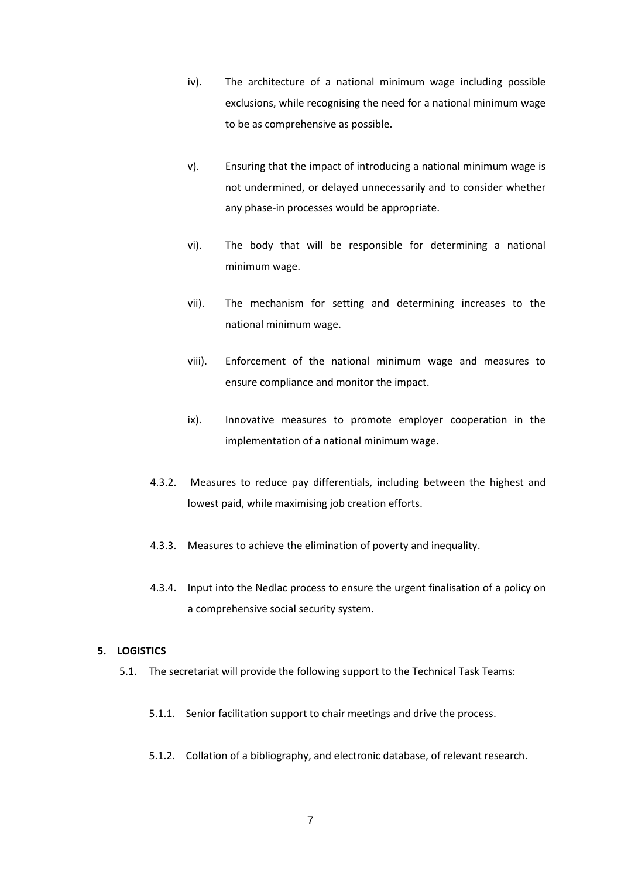iv). The architecture of a national minimum wage including possible exclusions, while recognising the need for a national minimum wage to be as comprehensive as possible.

v). Ensuring that the impact of introducing a national minimum wage is not undermined, or delayed unnecessarily and to consider whether any phase-in processes would be appropriate.

vi). The body that will be responsible for determining a national minimum wage.

vii). The mechanism for setting and determining increases to the national minimum wage.

viii). Enforcement of the national minimum wage and measures to ensure compliance and monitor the impact.

ix). Innovative measures to promote employer cooperation in the implementation of a national minimum wage.

4.3.2. Measures to reduce pay differentials, including between the highest and lowest paid, while maximising job creation efforts.

4.3.3. Measures to achieve the elimination of poverty and inequality.

4.3.4. Input into the Nedlac process to ensure the urgent finalisation of a policy on a comprehensive social security system.

**5. LOGISTICS**

5.1. The secretariat will provide the following support to the Technical Task Teams:

5.1.1. Senior facilitation support to chair meetings and drive the process.

5.1.2. Collation of a bibliography, and electronic database, of relevant research.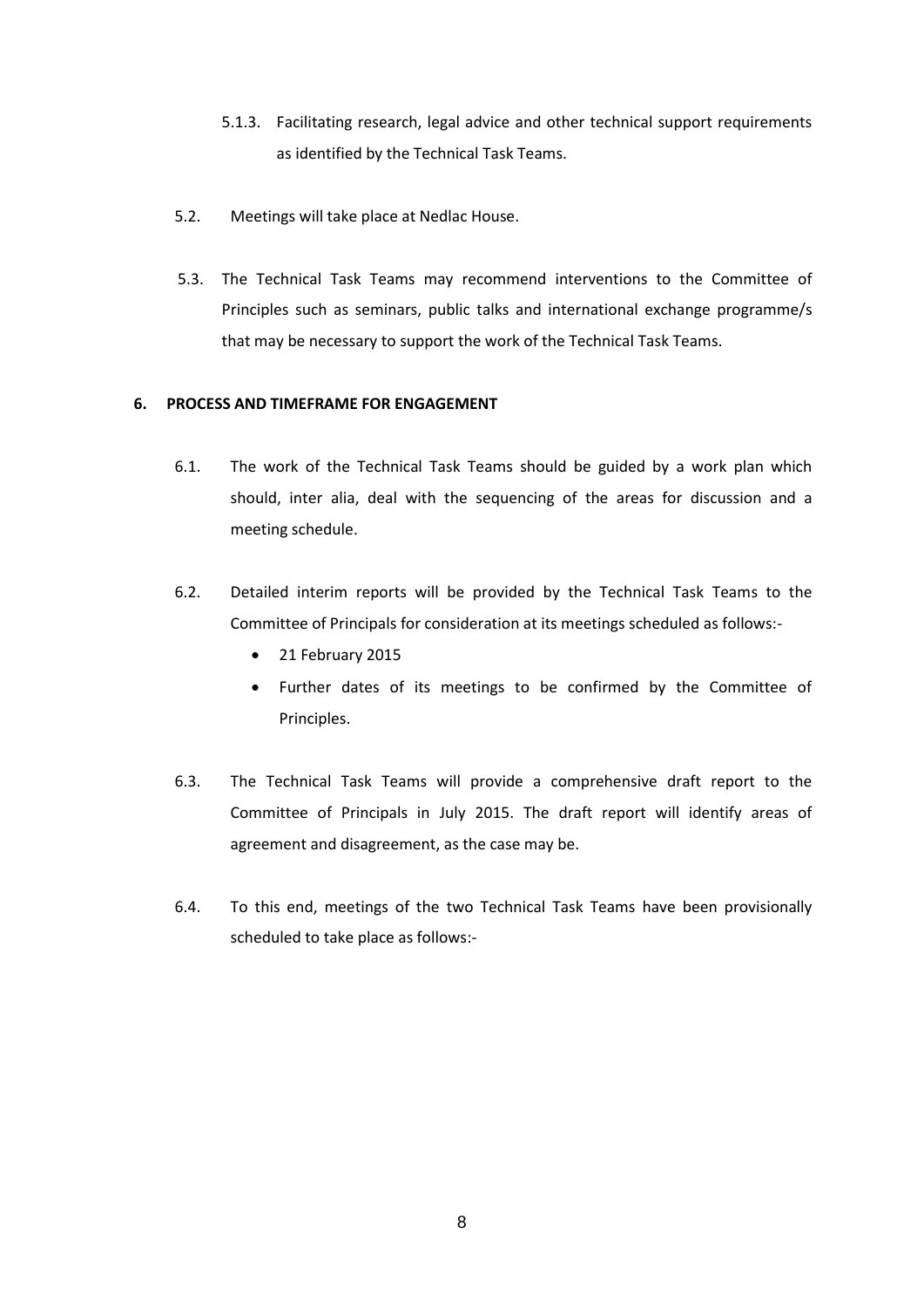5.1.3. Facilitating research, legal advice and other technical support requirements as identified by the Technical Task Teams.

5.2. Meetings will take place at Nedlac House.

5.3. The Technical Task Teams may recommend interventions to the Committee of Principles such as seminars, public talks and international exchange programme/s that may be necessary to support the work of the Technical Task Teams.

## 6. PROCESS AND TIMEFRAME FOR ENGAGEMENT

6.1. The work of the Technical Task Teams should be guided by a work plan which should, inter alia, deal with the sequencing of the areas for discussion and a meeting schedule.

6.2. Detailed interim reports will be provided by the Technical Task Teams to the Committee of Principals for consideration at its meetings scheduled as follows:-

- 21 February 2015
- Further dates of its meetings to be confirmed by the Committee of Principles.

6.3. The Technical Task Teams will provide a comprehensive draft report to the Committee of Principals in July 2015. The draft report will identify areas of agreement and disagreement, as the case may be.

6.4. To this end, meetings of the two Technical Task Teams have been provisionally scheduled to take place as follows:-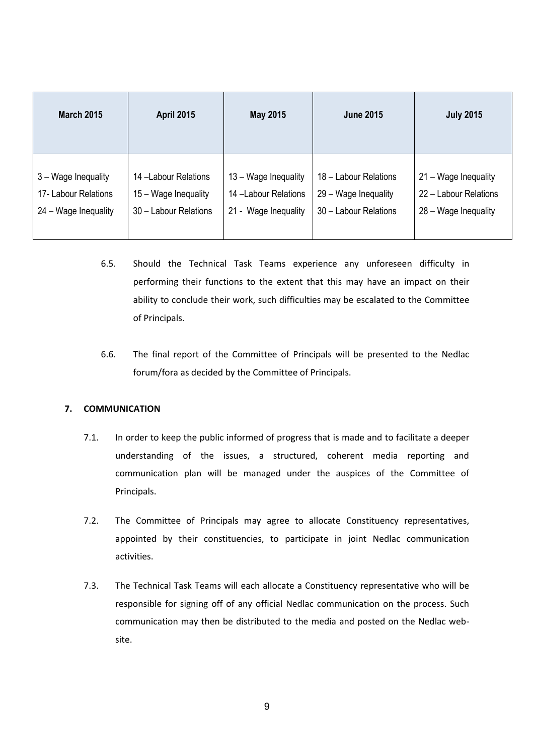| March 2015 | April 2015 | May 2015 | June 2015 | July 2015 |
|---|---|---|---|---|
| 3 – Wage Inequality<br>17- Labour Relations<br>24 – Wage Inequality | 14 –Labour Relations<br>15 – Wage Inequality<br>30 – Labour Relations | 13 – Wage Inequality<br>14 –Labour Relations<br>21 - Wage Inequality | 18 – Labour Relations<br>29 – Wage Inequality<br>30 – Labour Relations | 21 – Wage Inequality<br>22 – Labour Relations<br>28 – Wage Inequality |

6.5. Should the Technical Task Teams experience any unforeseen difficulty in performing their functions to the extent that this may have an impact on their ability to conclude their work, such difficulties may be escalated to the Committee of Principals.

6.6. The final report of the Committee of Principals will be presented to the Nedlac forum/fora as decided by the Committee of Principals.

**7. COMMUNICATION**

7.1. In order to keep the public informed of progress that is made and to facilitate a deeper understanding of the issues, a structured, coherent media reporting and communication plan will be managed under the auspices of the Committee of Principals.

7.2. The Committee of Principals may agree to allocate Constituency representatives, appointed by their constituencies, to participate in joint Nedlac communication activities.

7.3. The Technical Task Teams will each allocate a Constituency representative who will be responsible for signing off of any official Nedlac communication on the process. Such communication may then be distributed to the media and posted on the Nedlac web-site.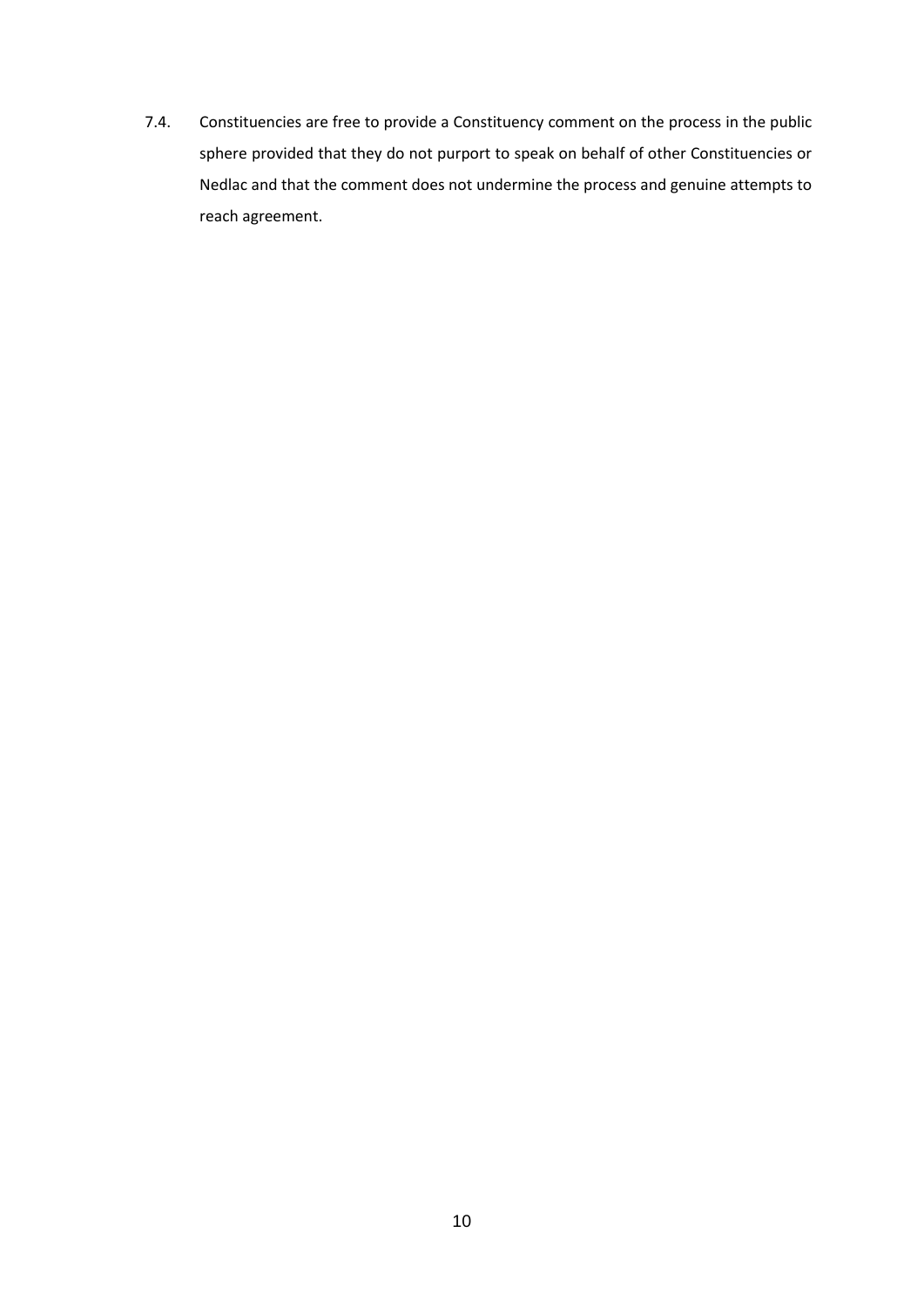7.4. Constituencies are free to provide a Constituency comment on the process in the public sphere provided that they do not purport to speak on behalf of other Constituencies or Nedlac and that the comment does not undermine the process and genuine attempts to reach agreement.